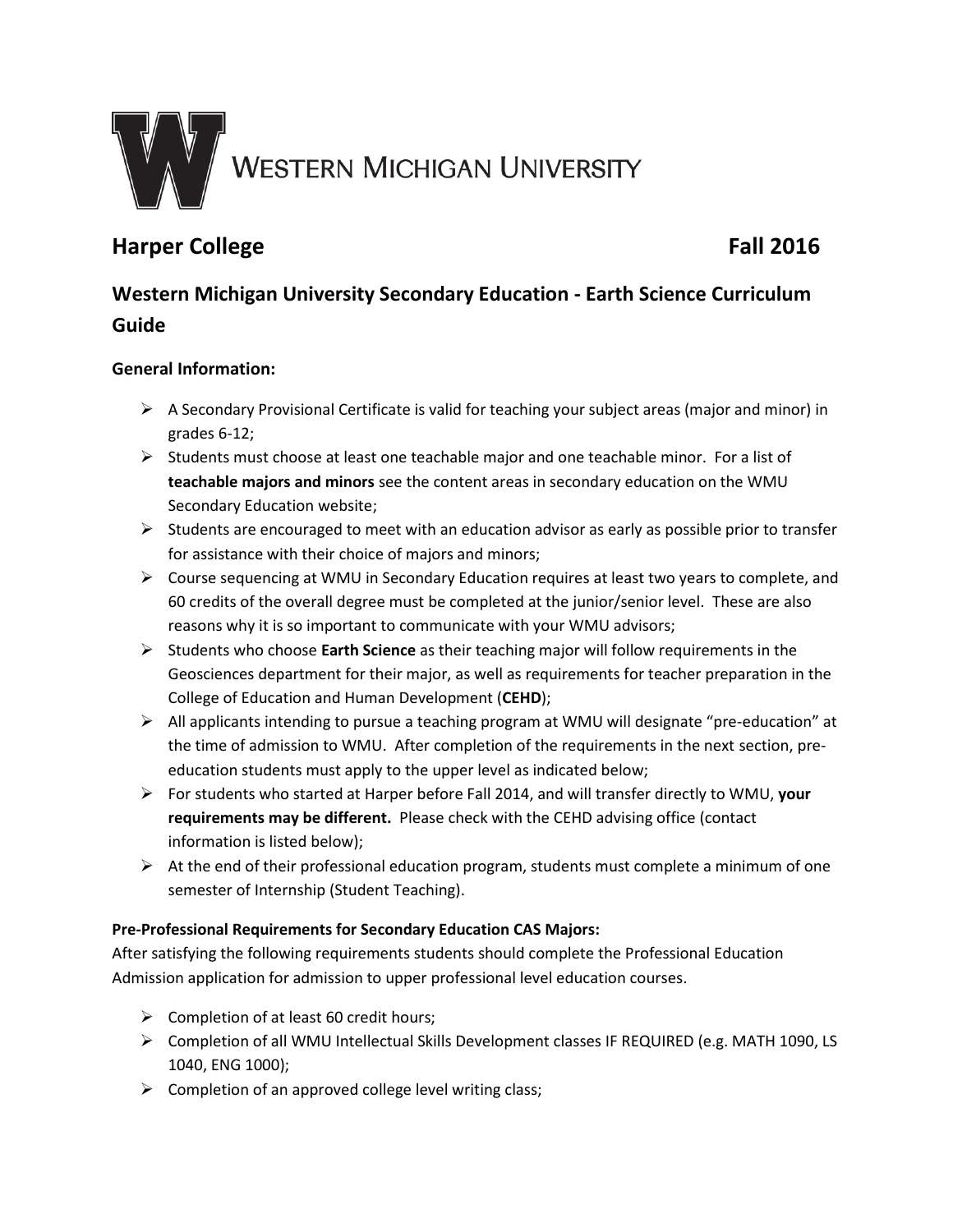WESTERN MICHIGAN UNIVERSITY

## Harper College Fall 2016

## Western Michigan University Secondary Education - Earth Science Curriculum Guide

### General Information:

- A Secondary Provisional Certificate is valid for teaching your subject areas (major and minor) in grades 6-12;
- Students must choose at least one teachable major and one teachable minor. For a list of **teachable majors and minors** see the content areas in secondary education on the WMU Secondary Education website;
- Students are encouraged to meet with an education advisor as early as possible prior to transfer for assistance with their choice of majors and minors;
- Course sequencing at WMU in Secondary Education requires at least two years to complete, and 60 credits of the overall degree must be completed at the junior/senior level. These are also reasons why it is so important to communicate with your WMU advisors;
- Students who choose **Earth Science** as their teaching major will follow requirements in the Geosciences department for their major, as well as requirements for teacher preparation in the College of Education and Human Development (**CEHD**);
- All applicants intending to pursue a teaching program at WMU will designate "pre-education" at the time of admission to WMU. After completion of the requirements in the next section, pre-education students must apply to the upper level as indicated below;
- For students who started at Harper before Fall 2014, and will transfer directly to WMU, **your requirements may be different.** Please check with the CEHD advising office (contact information is listed below);
- At the end of their professional education program, students must complete a minimum of one semester of Internship (Student Teaching).

**Pre-Professional Requirements for Secondary Education CAS Majors:**

After satisfying the following requirements students should complete the Professional Education Admission application for admission to upper professional level education courses.

- Completion of at least 60 credit hours;
- Completion of all WMU Intellectual Skills Development classes IF REQUIRED (e.g. MATH 1090, LS 1040, ENG 1000);
- Completion of an approved college level writing class;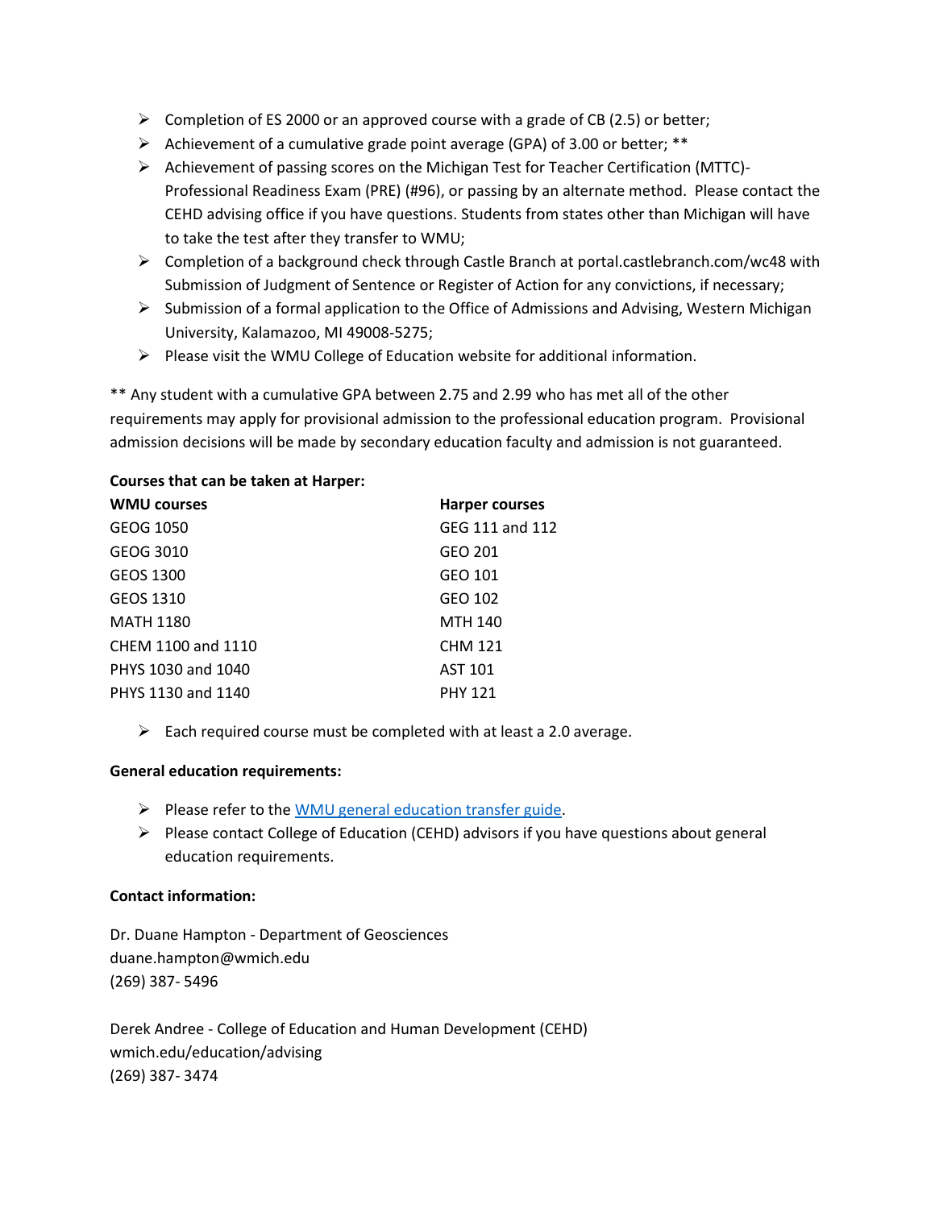- Completion of ES 2000 or an approved course with a grade of CB (2.5) or better;
- Achievement of a cumulative grade point average (GPA) of 3.00 or better; **
- Achievement of passing scores on the Michigan Test for Teacher Certification (MTTC)-Professional Readiness Exam (PRE) (#96), or passing by an alternate method. Please contact the CEHD advising office if you have questions. Students from states other than Michigan will have to take the test after they transfer to WMU;
- Completion of a background check through Castle Branch at portal.castlebranch.com/wc48 with Submission of Judgment of Sentence or Register of Action for any convictions, if necessary;
- Submission of a formal application to the Office of Admissions and Advising, Western Michigan University, Kalamazoo, MI 49008-5275;
- Please visit the WMU College of Education website for additional information.

** Any student with a cumulative GPA between 2.75 and 2.99 who has met all of the other requirements may apply for provisional admission to the professional education program. Provisional admission decisions will be made by secondary education faculty and admission is not guaranteed.

**Courses that can be taken at Harper:**

| WMU courses | Harper courses |
|---|---|
| GEOG 1050 | GEG 111 and 112 |
| GEOG 3010 | GEO 201 |
| GEOS 1300 | GEO 101 |
| GEOS 1310 | GEO 102 |
| MATH 1180 | MTH 140 |
| CHEM 1100 and 1110 | CHM 121 |
| PHYS 1030 and 1040 | AST 101 |
| PHYS 1130 and 1140 | PHY 121 |

- Each required course must be completed with at least a 2.0 average.

**General education requirements:**

- Please refer to the WMU general education transfer guide.
- Please contact College of Education (CEHD) advisors if you have questions about general education requirements.

**Contact information:**

Dr. Duane Hampton - Department of Geosciences
duane.hampton@wmich.edu
(269) 387- 5496

Derek Andree - College of Education and Human Development (CEHD)
wmich.edu/education/advising
(269) 387- 3474